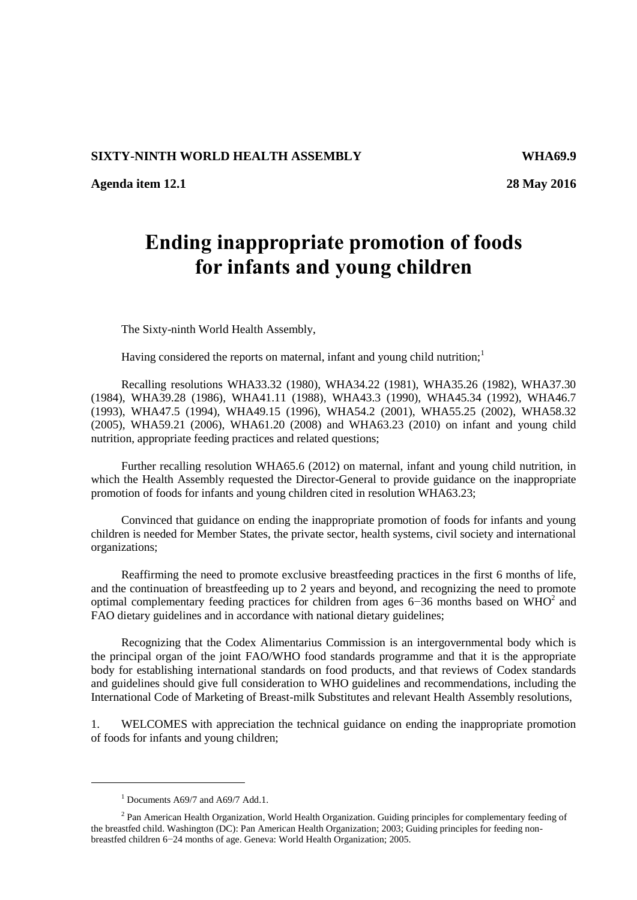**SIXTY-NINTH WORLD HEALTH ASSEMBLY** **WHA69.9**

**Agenda item 12.1** **28 May 2016**

# Ending inappropriate promotion of foods for infants and young children

The Sixty-ninth World Health Assembly,

Having considered the reports on maternal, infant and young child nutrition;[1]

Recalling resolutions WHA33.32 (1980), WHA34.22 (1981), WHA35.26 (1982), WHA37.30 (1984), WHA39.28 (1986), WHA41.11 (1988), WHA43.3 (1990), WHA45.34 (1992), WHA46.7 (1993), WHA47.5 (1994), WHA49.15 (1996), WHA54.2 (2001), WHA55.25 (2002), WHA58.32 (2005), WHA59.21 (2006), WHA61.20 (2008) and WHA63.23 (2010) on infant and young child nutrition, appropriate feeding practices and related questions;

Further recalling resolution WHA65.6 (2012) on maternal, infant and young child nutrition, in which the Health Assembly requested the Director-General to provide guidance on the inappropriate promotion of foods for infants and young children cited in resolution WHA63.23;

Convinced that guidance on ending the inappropriate promotion of foods for infants and young children is needed for Member States, the private sector, health systems, civil society and international organizations;

Reaffirming the need to promote exclusive breastfeeding practices in the first 6 months of life, and the continuation of breastfeeding up to 2 years and beyond, and recognizing the need to promote optimal complementary feeding practices for children from ages 6−36 months based on WHO[2] and FAO dietary guidelines and in accordance with national dietary guidelines;

Recognizing that the Codex Alimentarius Commission is an intergovernmental body which is the principal organ of the joint FAO/WHO food standards programme and that it is the appropriate body for establishing international standards on food products, and that reviews of Codex standards and guidelines should give full consideration to WHO guidelines and recommendations, including the International Code of Marketing of Breast-milk Substitutes and relevant Health Assembly resolutions,

1. WELCOMES with appreciation the technical guidance on ending the inappropriate promotion of foods for infants and young children;

---

[1] Documents A69/7 and A69/7 Add.1.

[2] Pan American Health Organization, World Health Organization. Guiding principles for complementary feeding of the breastfed child. Washington (DC): Pan American Health Organization; 2003; Guiding principles for feeding non-breastfed children 6−24 months of age. Geneva: World Health Organization; 2005.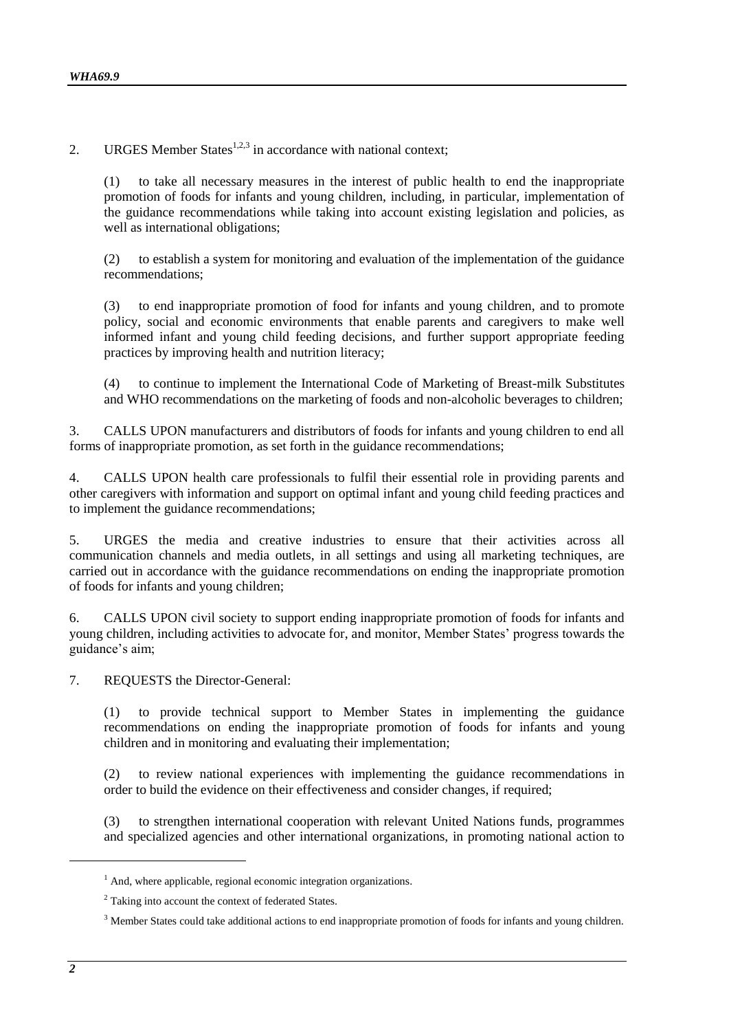2. URGES Member States[1,2,3] in accordance with national context;

(1) to take all necessary measures in the interest of public health to end the inappropriate promotion of foods for infants and young children, including, in particular, implementation of the guidance recommendations while taking into account existing legislation and policies, as well as international obligations;

(2) to establish a system for monitoring and evaluation of the implementation of the guidance recommendations;

(3) to end inappropriate promotion of food for infants and young children, and to promote policy, social and economic environments that enable parents and caregivers to make well informed infant and young child feeding decisions, and further support appropriate feeding practices by improving health and nutrition literacy;

(4) to continue to implement the International Code of Marketing of Breast-milk Substitutes and WHO recommendations on the marketing of foods and non-alcoholic beverages to children;

3. CALLS UPON manufacturers and distributors of foods for infants and young children to end all forms of inappropriate promotion, as set forth in the guidance recommendations;

4. CALLS UPON health care professionals to fulfil their essential role in providing parents and other caregivers with information and support on optimal infant and young child feeding practices and to implement the guidance recommendations;

5. URGES the media and creative industries to ensure that their activities across all communication channels and media outlets, in all settings and using all marketing techniques, are carried out in accordance with the guidance recommendations on ending the inappropriate promotion of foods for infants and young children;

6. CALLS UPON civil society to support ending inappropriate promotion of foods for infants and young children, including activities to advocate for, and monitor, Member States' progress towards the guidance's aim;

7. REQUESTS the Director-General:

(1) to provide technical support to Member States in implementing the guidance recommendations on ending the inappropriate promotion of foods for infants and young children and in monitoring and evaluating their implementation;

(2) to review national experiences with implementing the guidance recommendations in order to build the evidence on their effectiveness and consider changes, if required;

(3) to strengthen international cooperation with relevant United Nations funds, programmes and specialized agencies and other international organizations, in promoting national action to

---

[1] And, where applicable, regional economic integration organizations.

[2] Taking into account the context of federated States.

[3] Member States could take additional actions to end inappropriate promotion of foods for infants and young children.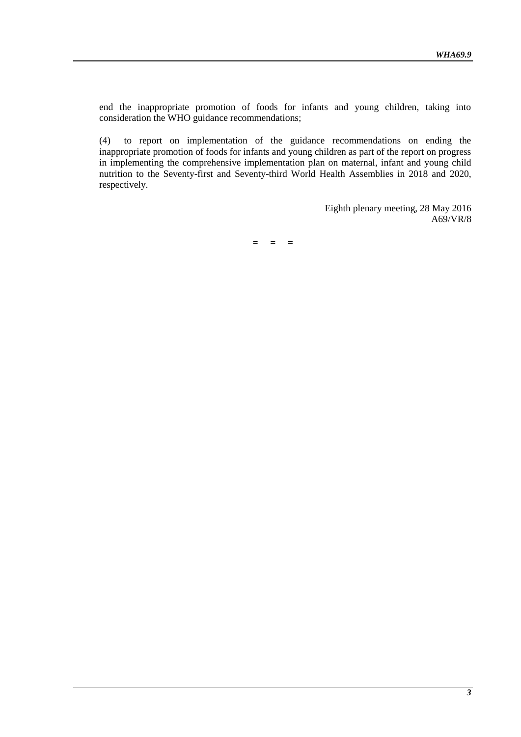end the inappropriate promotion of foods for infants and young children, taking into consideration the WHO guidance recommendations;

(4) to report on implementation of the guidance recommendations on ending the inappropriate promotion of foods for infants and young children as part of the report on progress in implementing the comprehensive implementation plan on maternal, infant and young child nutrition to the Seventy-first and Seventy-third World Health Assemblies in 2018 and 2020, respectively.

Eighth plenary meeting, 28 May 2016
A69/VR/8

= = =